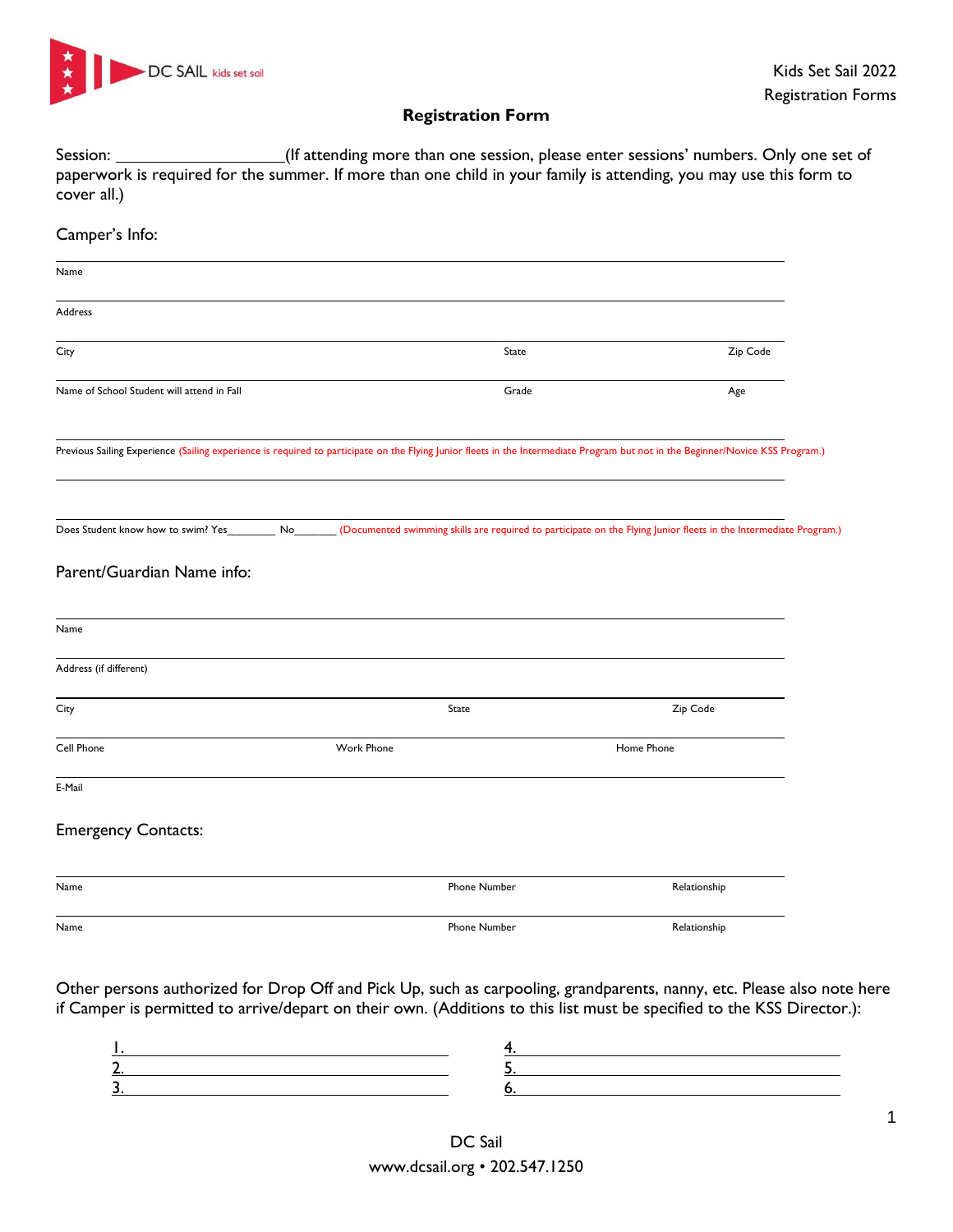DC SAIL kids set sail

Kids Set Sail 2022
Registration Forms

## Registration Form

Session: ___________________(If attending more than one session, please enter sessions' numbers. Only one set of paperwork is required for the summer. If more than one child in your family is attending, you may use this form to cover all.)

### Camper's Info:

Name

Address

City | State | Zip Code

Name of School Student will attend in Fall | Grade | Age

Previous Sailing Experience (Sailing experience is required to participate on the Flying Junior fleets in the Intermediate Program but not in the Beginner/Novice KSS Program.)

Does Student know how to swim? Yes________ No_______ (Documented swimming skills are required to participate on the Flying Junior fleets in the Intermediate Program.)

### Parent/Guardian Name info:

Name

Address (if different)

City | State | Zip Code

Cell Phone | Work Phone | Home Phone

E-Mail

### Emergency Contacts:

Name | Phone Number | Relationship

Name | Phone Number | Relationship

Other persons authorized for Drop Off and Pick Up, such as carpooling, grandparents, nanny, etc. Please also note here if Camper is permitted to arrive/depart on their own. (Additions to this list must be specified to the KSS Director.):

1. ______________________
2. ______________________
3. ______________________
4. ______________________
5. ______________________
6. ______________________

DC Sail
www.dcsail.org • 202.547.1250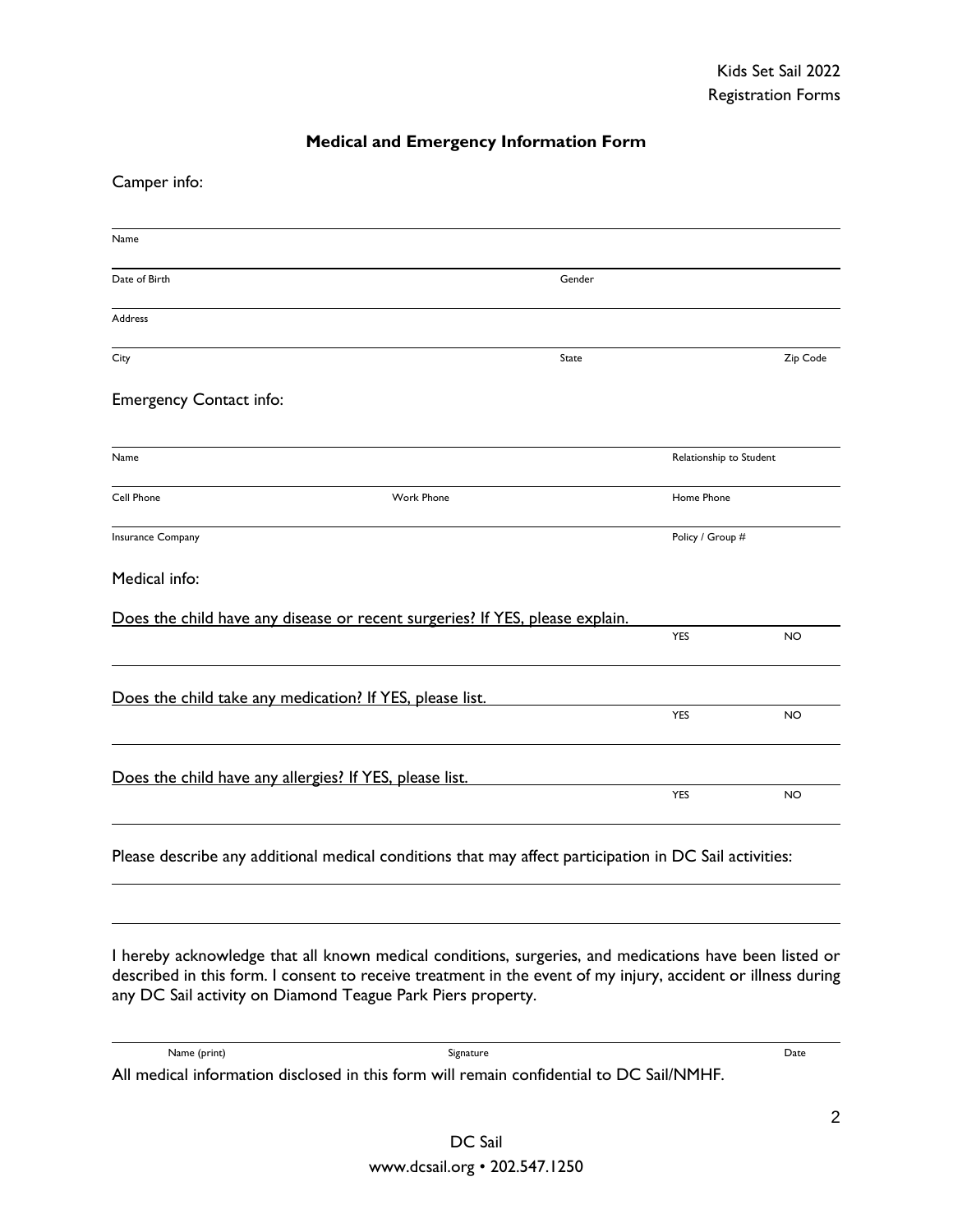Kids Set Sail 2022
Registration Forms

## Medical and Emergency Information Form

Camper info:

| | | |
|---|---|---|
| Name | | |
| Date of Birth | Gender | |
| Address | | |
| City | State | Zip Code |

Emergency Contact info:

| | | |
|---|---|---|
| Name | | Relationship to Student |
| Cell Phone | Work Phone | Home Phone |
| Insurance Company | | Policy / Group # |

Medical info:

Does the child have any disease or recent surgeries? If YES, please explain.

YES NO

Does the child take any medication? If YES, please list.

YES NO

Does the child have any allergies? If YES, please list.

YES NO

Please describe any additional medical conditions that may affect participation in DC Sail activities:

I hereby acknowledge that all known medical conditions, surgeries, and medications have been listed or described in this form. I consent to receive treatment in the event of my injury, accident or illness during any DC Sail activity on Diamond Teague Park Piers property.

| | | |
|---|---|---|
| Name (print) | Signature | Date |

All medical information disclosed in this form will remain confidential to DC Sail/NMHF.

DC Sail
www.dcsail.org • 202.547.1250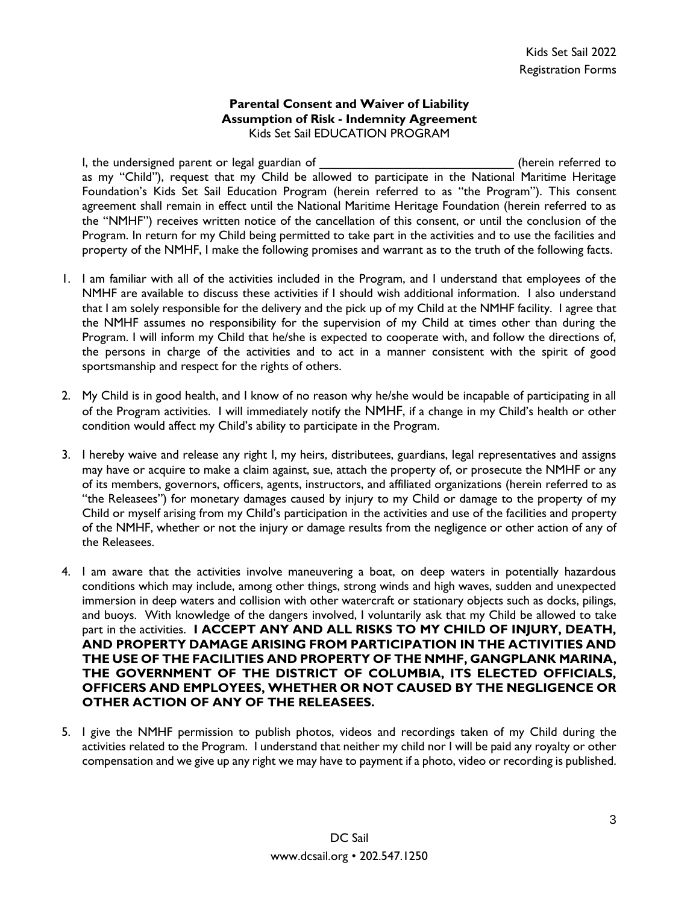**Parental Consent and Waiver of Liability**
**Assumption of Risk - Indemnity Agreement**
Kids Set Sail EDUCATION PROGRAM

I, the undersigned parent or legal guardian of _____________________________ (herein referred to as my "Child"), request that my Child be allowed to participate in the National Maritime Heritage Foundation's Kids Set Sail Education Program (herein referred to as "the Program"). This consent agreement shall remain in effect until the National Maritime Heritage Foundation (herein referred to as the "NMHF") receives written notice of the cancellation of this consent, or until the conclusion of the Program. In return for my Child being permitted to take part in the activities and to use the facilities and property of the NMHF, I make the following promises and warrant as to the truth of the following facts.

1. I am familiar with all of the activities included in the Program, and I understand that employees of the NMHF are available to discuss these activities if I should wish additional information. I also understand that I am solely responsible for the delivery and the pick up of my Child at the NMHF facility. I agree that the NMHF assumes no responsibility for the supervision of my Child at times other than during the Program. I will inform my Child that he/she is expected to cooperate with, and follow the directions of, the persons in charge of the activities and to act in a manner consistent with the spirit of good sportsmanship and respect for the rights of others.

2. My Child is in good health, and I know of no reason why he/she would be incapable of participating in all of the Program activities. I will immediately notify the NMHF, if a change in my Child's health or other condition would affect my Child's ability to participate in the Program.

3. I hereby waive and release any right I, my heirs, distributees, guardians, legal representatives and assigns may have or acquire to make a claim against, sue, attach the property of, or prosecute the NMHF or any of its members, governors, officers, agents, instructors, and affiliated organizations (herein referred to as "the Releasees") for monetary damages caused by injury to my Child or damage to the property of my Child or myself arising from my Child's participation in the activities and use of the facilities and property of the NMHF, whether or not the injury or damage results from the negligence or other action of any of the Releasees.

4. I am aware that the activities involve maneuvering a boat, on deep waters in potentially hazardous conditions which may include, among other things, strong winds and high waves, sudden and unexpected immersion in deep waters and collision with other watercraft or stationary objects such as docks, pilings, and buoys. With knowledge of the dangers involved, I voluntarily ask that my Child be allowed to take part in the activities. **I ACCEPT ANY AND ALL RISKS TO MY CHILD OF INJURY, DEATH, AND PROPERTY DAMAGE ARISING FROM PARTICIPATION IN THE ACTIVITIES AND THE USE OF THE FACILITIES AND PROPERTY OF THE NMHF, GANGPLANK MARINA, THE GOVERNMENT OF THE DISTRICT OF COLUMBIA, ITS ELECTED OFFICIALS, OFFICERS AND EMPLOYEES, WHETHER OR NOT CAUSED BY THE NEGLIGENCE OR OTHER ACTION OF ANY OF THE RELEASEES.**

5. I give the NMHF permission to publish photos, videos and recordings taken of my Child during the activities related to the Program. I understand that neither my child nor I will be paid any royalty or other compensation and we give up any right we may have to payment if a photo, video or recording is published.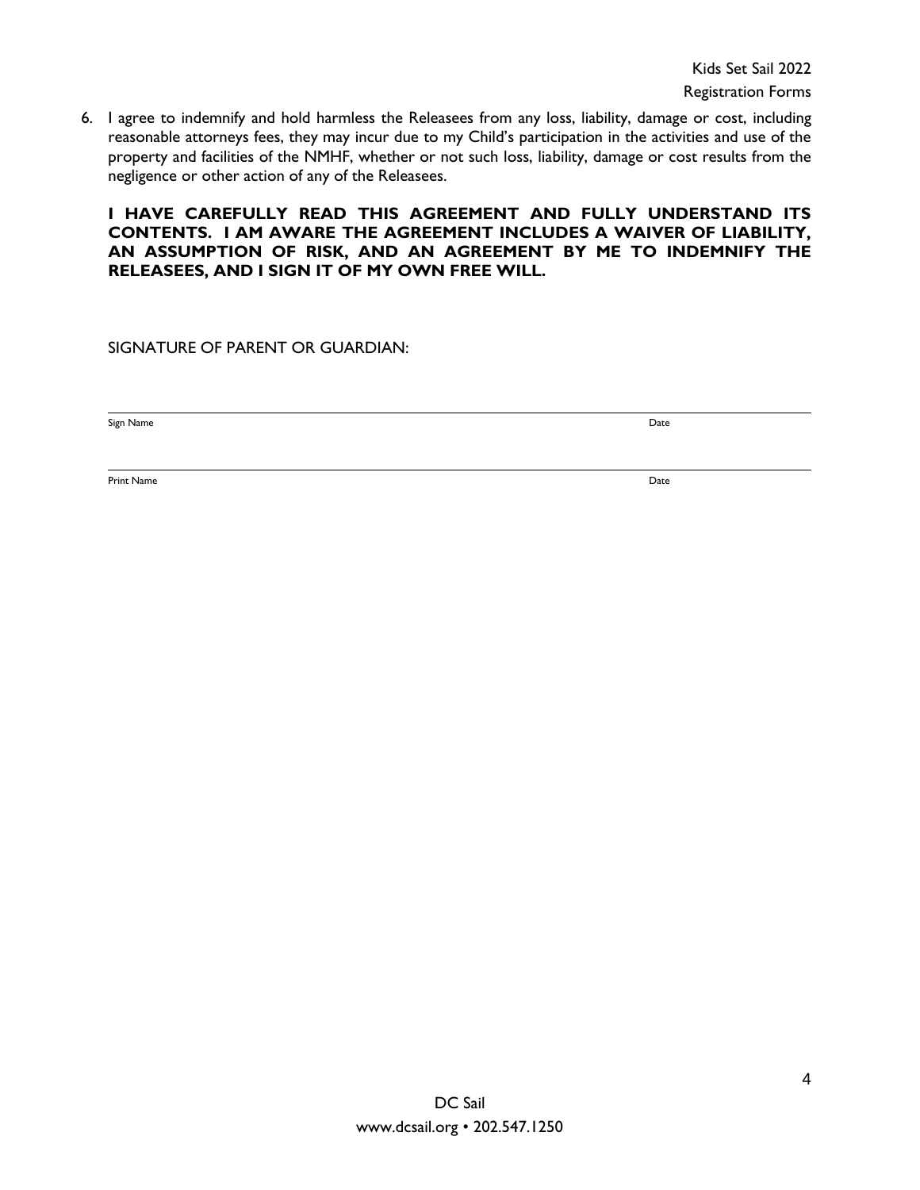6. I agree to indemnify and hold harmless the Releasees from any loss, liability, damage or cost, including reasonable attorneys fees, they may incur due to my Child's participation in the activities and use of the property and facilities of the NMHF, whether or not such loss, liability, damage or cost results from the negligence or other action of any of the Releasees.

**I HAVE CAREFULLY READ THIS AGREEMENT AND FULLY UNDERSTAND ITS CONTENTS. I AM AWARE THE AGREEMENT INCLUDES A WAIVER OF LIABILITY, AN ASSUMPTION OF RISK, AND AN AGREEMENT BY ME TO INDEMNIFY THE RELEASEES, AND I SIGN IT OF MY OWN FREE WILL.**

SIGNATURE OF PARENT OR GUARDIAN:

Sign Name ______________________________ Date __________

Print Name ______________________________ Date __________